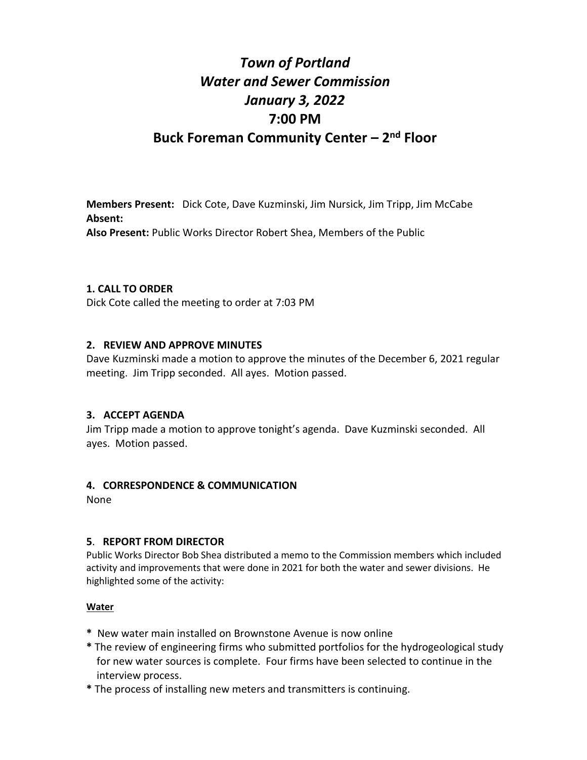# *Town of Portland*
# *Water and Sewer Commission*
# *January 3, 2022*
# 7:00 PM
# Buck Foreman Community Center – 2nd Floor

**Members Present:** Dick Cote, Dave Kuzminski, Jim Nursick, Jim Tripp, Jim McCabe
**Absent:**
**Also Present:** Public Works Director Robert Shea, Members of the Public

**1. CALL TO ORDER**
Dick Cote called the meeting to order at 7:03 PM

**2. REVIEW AND APPROVE MINUTES**
Dave Kuzminski made a motion to approve the minutes of the December 6, 2021 regular meeting. Jim Tripp seconded. All ayes. Motion passed.

**3. ACCEPT AGENDA**
Jim Tripp made a motion to approve tonight's agenda. Dave Kuzminski seconded. All ayes. Motion passed.

**4. CORRESPONDENCE & COMMUNICATION**
None

**5. REPORT FROM DIRECTOR**
Public Works Director Bob Shea distributed a memo to the Commission members which included activity and improvements that were done in 2021 for both the water and sewer divisions. He highlighted some of the activity:

**Water**

* New water main installed on Brownstone Avenue is now online
* The review of engineering firms who submitted portfolios for the hydrogeological study for new water sources is complete. Four firms have been selected to continue in the interview process.
* The process of installing new meters and transmitters is continuing.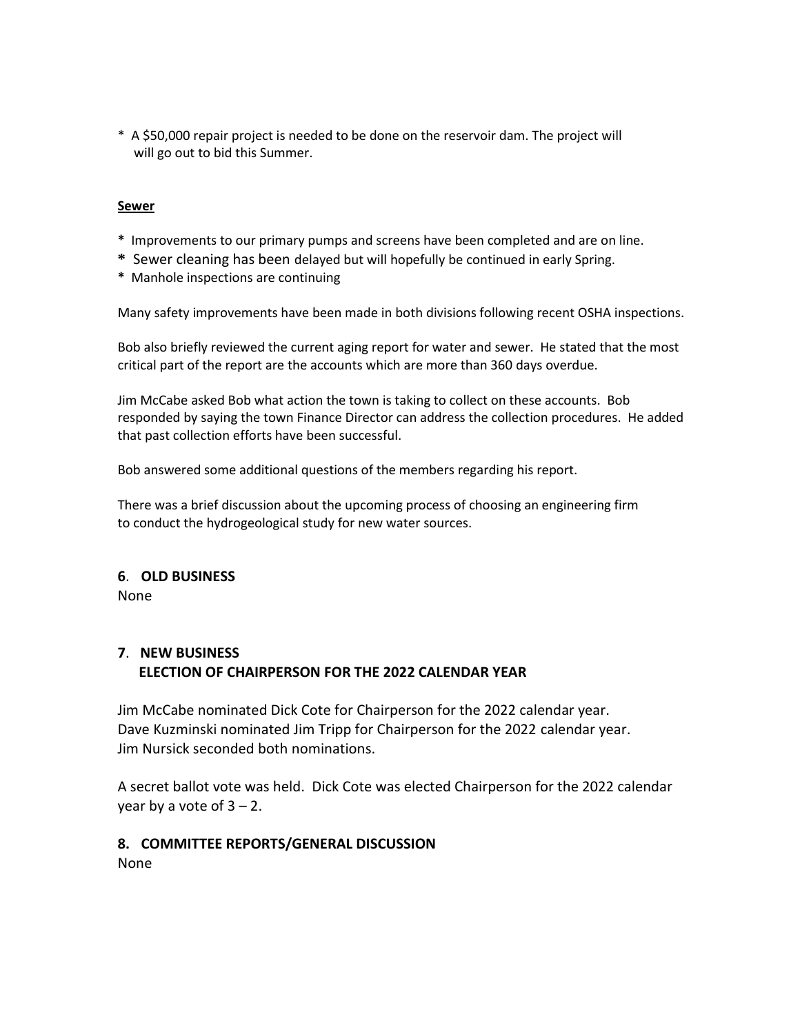* A $50,000 repair project is needed to be done on the reservoir dam. The project will will go out to bid this Summer.

**Sewer**

* Improvements to our primary pumps and screens have been completed and are on line.
* Sewer cleaning has been delayed but will hopefully be continued in early Spring.
* Manhole inspections are continuing

Many safety improvements have been made in both divisions following recent OSHA inspections.

Bob also briefly reviewed the current aging report for water and sewer. He stated that the most critical part of the report are the accounts which are more than 360 days overdue.

Jim McCabe asked Bob what action the town is taking to collect on these accounts. Bob responded by saying the town Finance Director can address the collection procedures. He added that past collection efforts have been successful.

Bob answered some additional questions of the members regarding his report.

There was a brief discussion about the upcoming process of choosing an engineering firm to conduct the hydrogeological study for new water sources.

## 6. OLD BUSINESS

None

## 7. NEW BUSINESS
## ELECTION OF CHAIRPERSON FOR THE 2022 CALENDAR YEAR

Jim McCabe nominated Dick Cote for Chairperson for the 2022 calendar year.
Dave Kuzminski nominated Jim Tripp for Chairperson for the 2022 calendar year.
Jim Nursick seconded both nominations.

A secret ballot vote was held. Dick Cote was elected Chairperson for the 2022 calendar year by a vote of 3 – 2.

## 8. COMMITTEE REPORTS/GENERAL DISCUSSION

None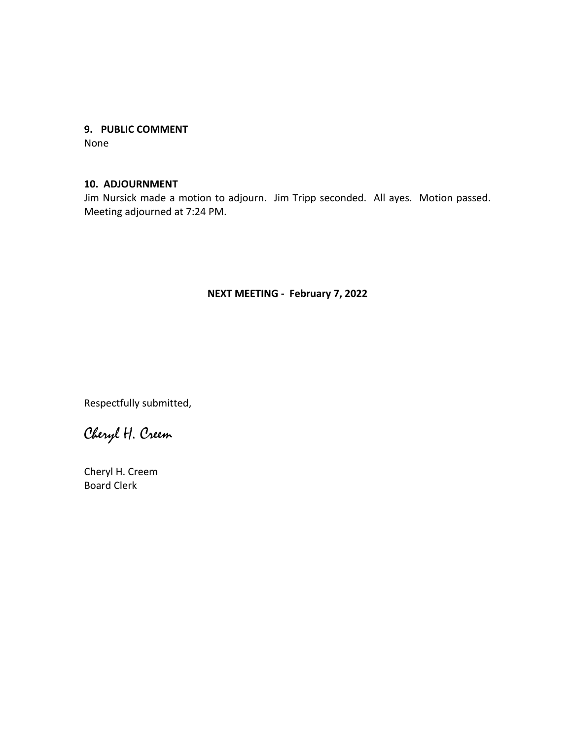**9. PUBLIC COMMENT**

None

**10. ADJOURNMENT**

Jim Nursick made a motion to adjourn. Jim Tripp seconded. All ayes. Motion passed. Meeting adjourned at 7:24 PM.

**NEXT MEETING - February 7, 2022**

Respectfully submitted,

*Cheryl H. Creem*

Cheryl H. Creem
Board Clerk